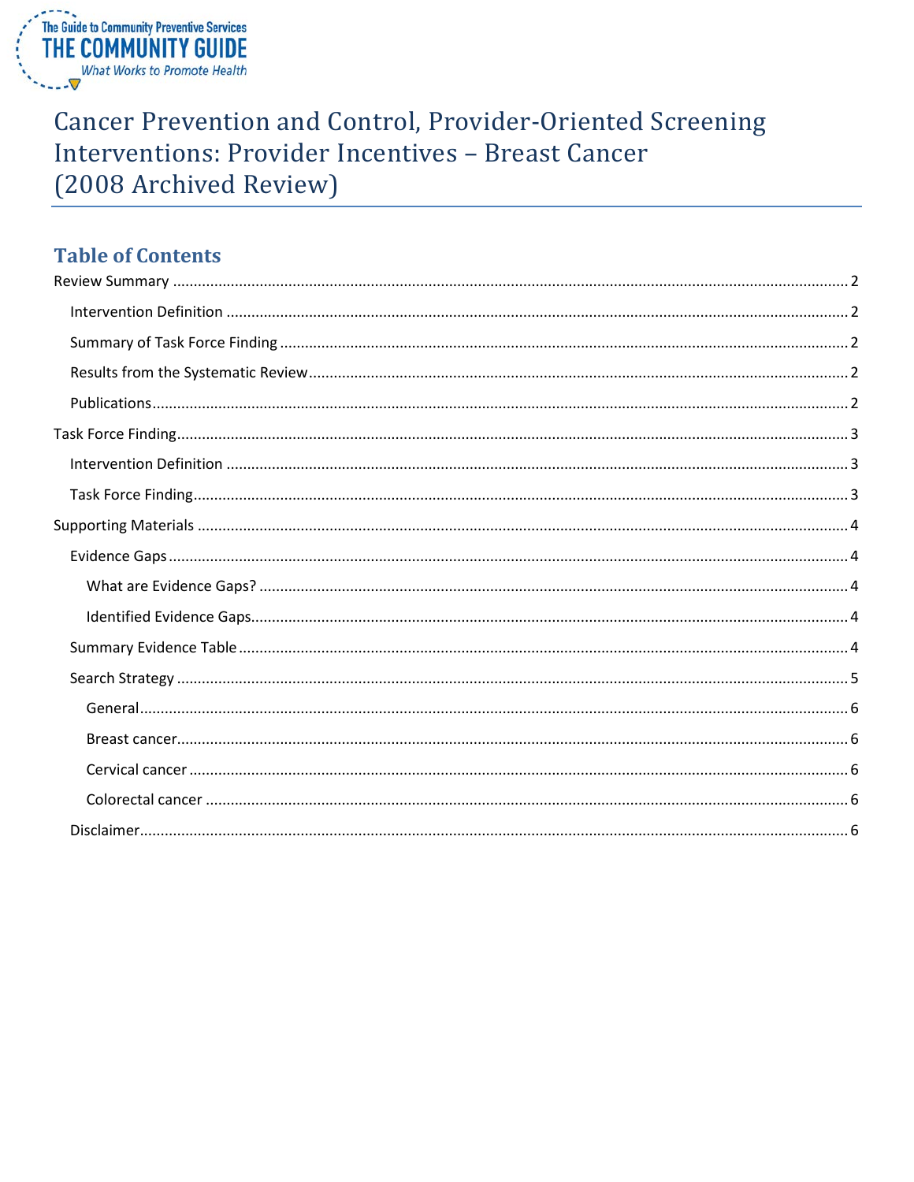The Guide to Community Preventive Services
THE COMMUNITY GUIDE
*What Works to Promote Health*

# Cancer Prevention and Control, Provider-Oriented Screening Interventions: Provider Incentives – Breast Cancer (2008 Archived Review)

## Table of Contents

Review Summary ..... 2
- Intervention Definition ..... 2
- Summary of Task Force Finding ..... 2
- Results from the Systematic Review ..... 2
- Publications ..... 2

Task Force Finding ..... 3
- Intervention Definition ..... 3
- Task Force Finding ..... 3

Supporting Materials ..... 4
- Evidence Gaps ..... 4
  - What are Evidence Gaps? ..... 4
  - Identified Evidence Gaps ..... 4
- Summary Evidence Table ..... 4
- Search Strategy ..... 5
  - General ..... 6
  - Breast cancer ..... 6
  - Cervical cancer ..... 6
  - Colorectal cancer ..... 6
- Disclaimer ..... 6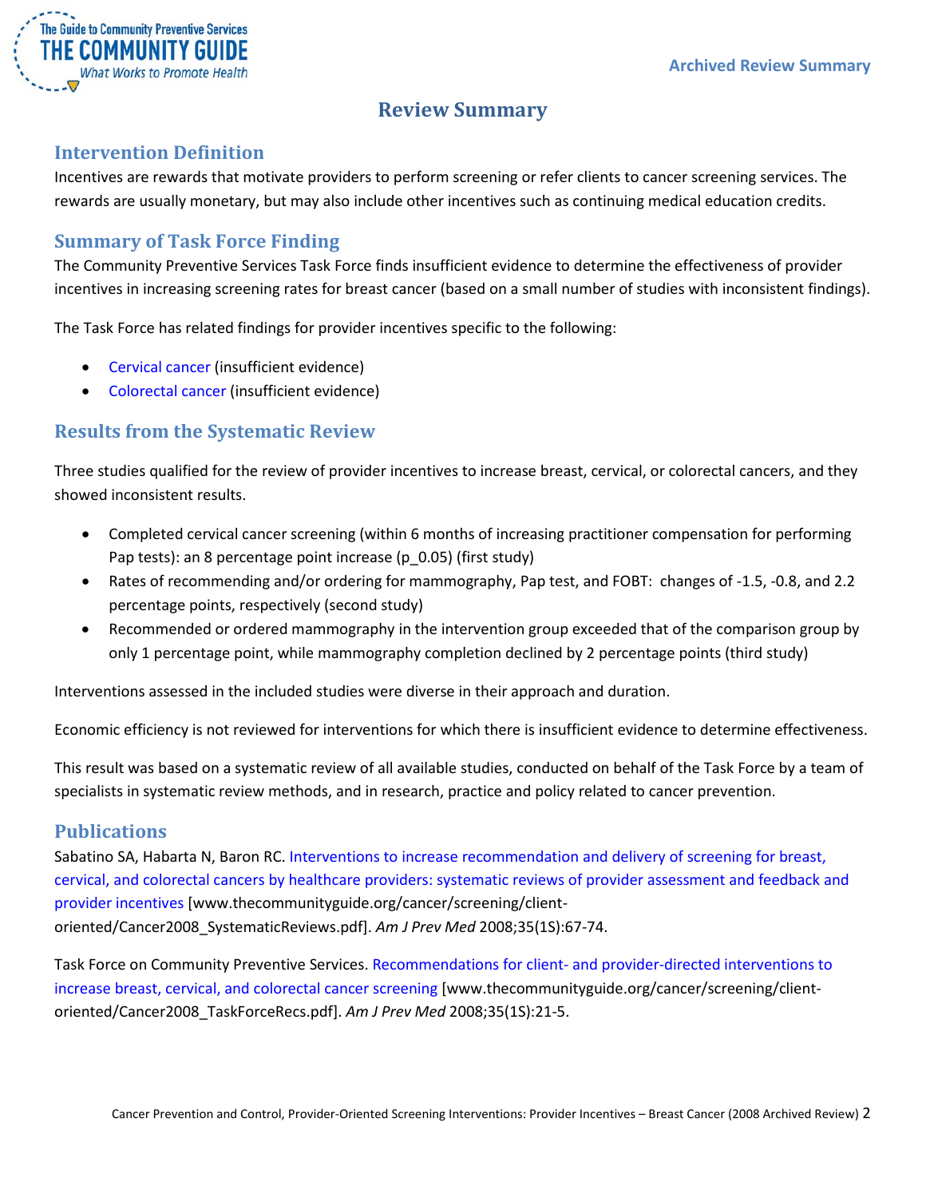# Review Summary

## Intervention Definition

Incentives are rewards that motivate providers to perform screening or refer clients to cancer screening services. The rewards are usually monetary, but may also include other incentives such as continuing medical education credits.

## Summary of Task Force Finding

The Community Preventive Services Task Force finds insufficient evidence to determine the effectiveness of provider incentives in increasing screening rates for breast cancer (based on a small number of studies with inconsistent findings).

The Task Force has related findings for provider incentives specific to the following:

- Cervical cancer (insufficient evidence)
- Colorectal cancer (insufficient evidence)

## Results from the Systematic Review

Three studies qualified for the review of provider incentives to increase breast, cervical, or colorectal cancers, and they showed inconsistent results.

- Completed cervical cancer screening (within 6 months of increasing practitioner compensation for performing Pap tests): an 8 percentage point increase (p_0.05) (first study)
- Rates of recommending and/or ordering for mammography, Pap test, and FOBT: changes of -1.5, -0.8, and 2.2 percentage points, respectively (second study)
- Recommended or ordered mammography in the intervention group exceeded that of the comparison group by only 1 percentage point, while mammography completion declined by 2 percentage points (third study)

Interventions assessed in the included studies were diverse in their approach and duration.

Economic efficiency is not reviewed for interventions for which there is insufficient evidence to determine effectiveness.

This result was based on a systematic review of all available studies, conducted on behalf of the Task Force by a team of specialists in systematic review methods, and in research, practice and policy related to cancer prevention.

## Publications

Sabatino SA, Habarta N, Baron RC. Interventions to increase recommendation and delivery of screening for breast, cervical, and colorectal cancers by healthcare providers: systematic reviews of provider assessment and feedback and provider incentives [www.thecommunityguide.org/cancer/screening/client-oriented/Cancer2008_SystematicReviews.pdf]. *Am J Prev Med* 2008;35(1S):67-74.

Task Force on Community Preventive Services. Recommendations for client- and provider-directed interventions to increase breast, cervical, and colorectal cancer screening [www.thecommunityguide.org/cancer/screening/client-oriented/Cancer2008_TaskForceRecs.pdf]. *Am J Prev Med* 2008;35(1S):21-5.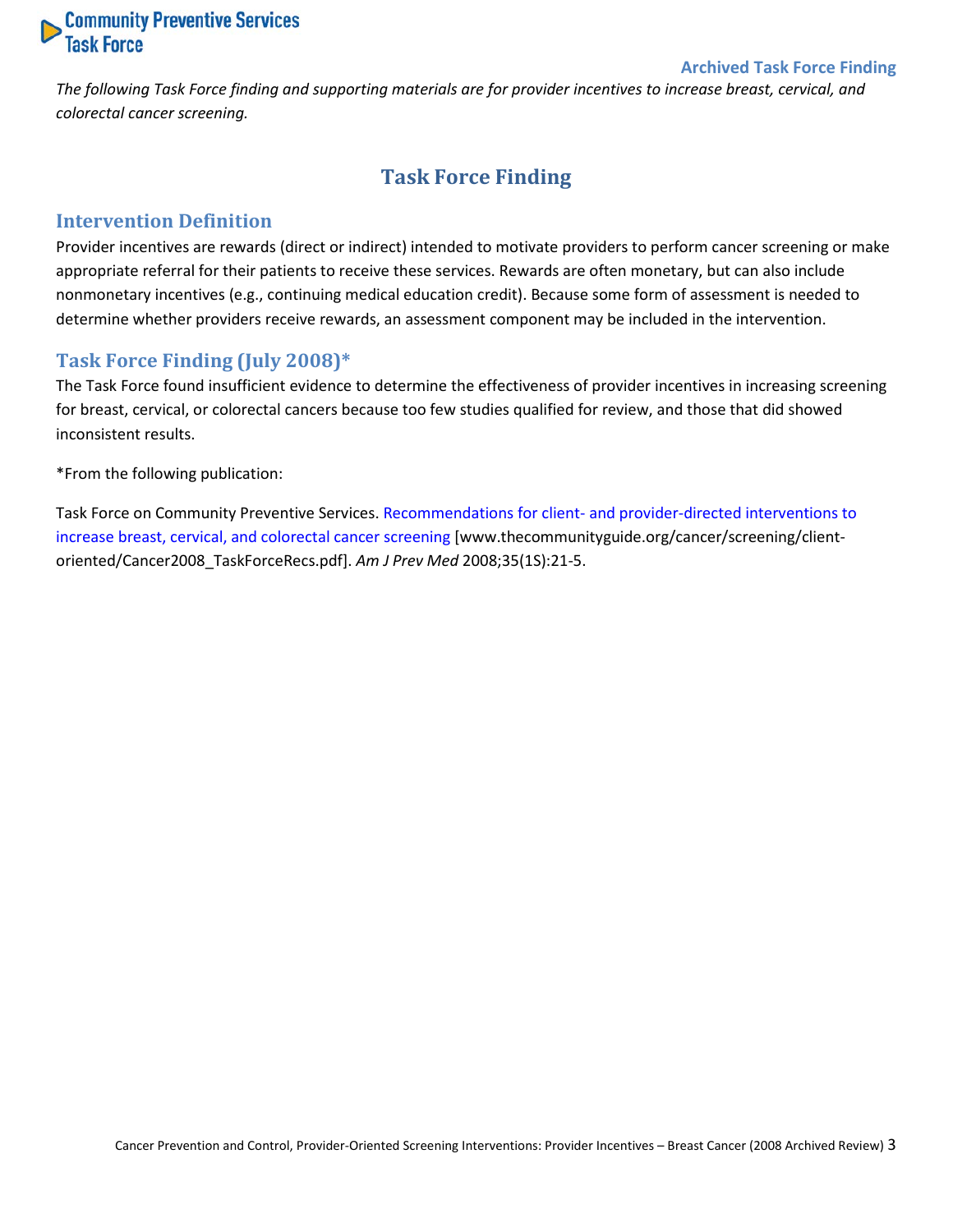*The following Task Force finding and supporting materials are for provider incentives to increase breast, cervical, and colorectal cancer screening.*

# Task Force Finding

## Intervention Definition

Provider incentives are rewards (direct or indirect) intended to motivate providers to perform cancer screening or make appropriate referral for their patients to receive these services. Rewards are often monetary, but can also include nonmonetary incentives (e.g., continuing medical education credit). Because some form of assessment is needed to determine whether providers receive rewards, an assessment component may be included in the intervention.

## Task Force Finding (July 2008)*

The Task Force found insufficient evidence to determine the effectiveness of provider incentives in increasing screening for breast, cervical, or colorectal cancers because too few studies qualified for review, and those that did showed inconsistent results.

*From the following publication:

Task Force on Community Preventive Services. Recommendations for client- and provider-directed interventions to increase breast, cervical, and colorectal cancer screening [www.thecommunityguide.org/cancer/screening/client-oriented/Cancer2008_TaskForceRecs.pdf]. *Am J Prev Med* 2008;35(1S):21-5.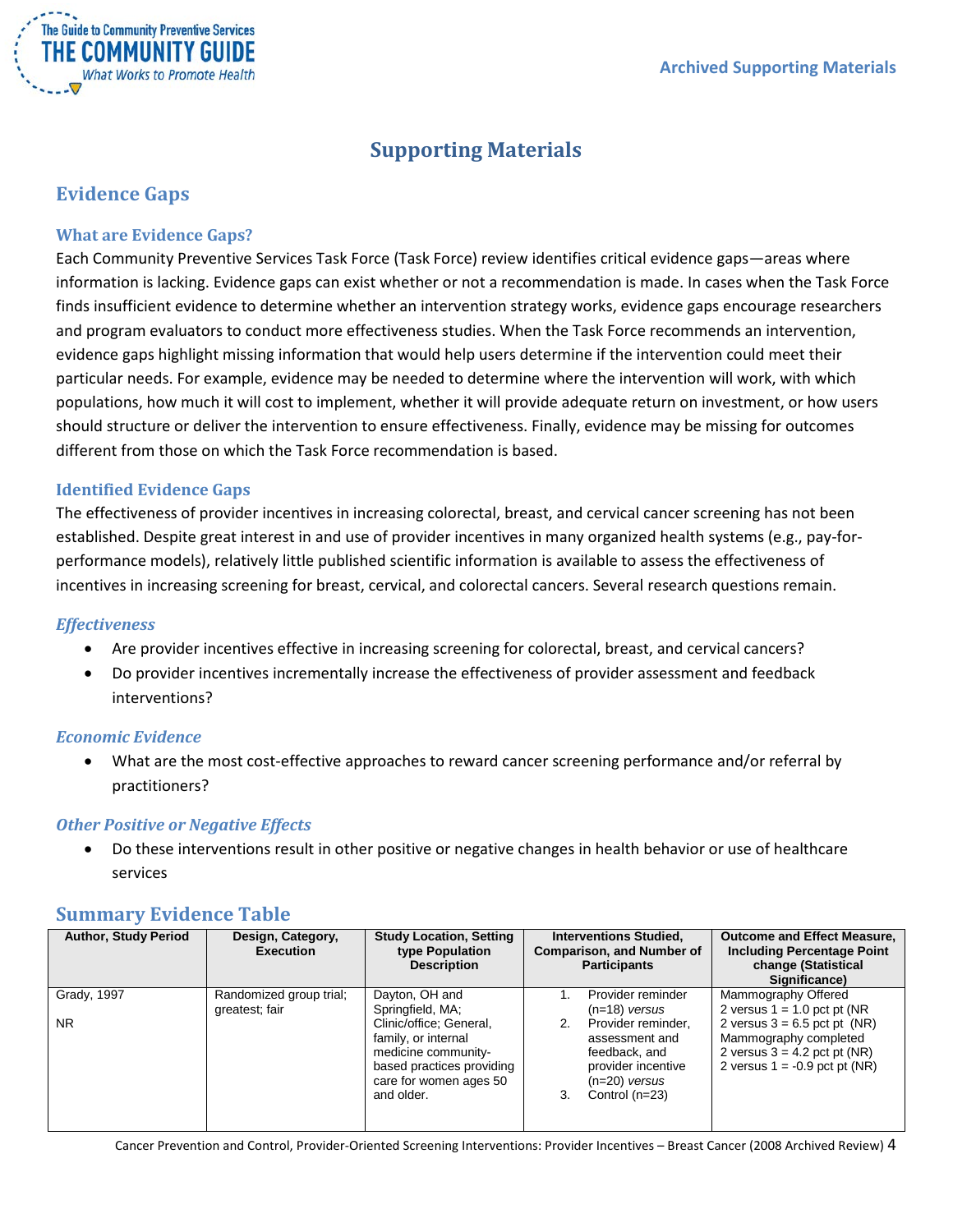# Supporting Materials

## Evidence Gaps

### What are Evidence Gaps?

Each Community Preventive Services Task Force (Task Force) review identifies critical evidence gaps—areas where information is lacking. Evidence gaps can exist whether or not a recommendation is made. In cases when the Task Force finds insufficient evidence to determine whether an intervention strategy works, evidence gaps encourage researchers and program evaluators to conduct more effectiveness studies. When the Task Force recommends an intervention, evidence gaps highlight missing information that would help users determine if the intervention could meet their particular needs. For example, evidence may be needed to determine where the intervention will work, with which populations, how much it will cost to implement, whether it will provide adequate return on investment, or how users should structure or deliver the intervention to ensure effectiveness. Finally, evidence may be missing for outcomes different from those on which the Task Force recommendation is based.

### Identified Evidence Gaps

The effectiveness of provider incentives in increasing colorectal, breast, and cervical cancer screening has not been established. Despite great interest in and use of provider incentives in many organized health systems (e.g., pay-for-performance models), relatively little published scientific information is available to assess the effectiveness of incentives in increasing screening for breast, cervical, and colorectal cancers. Several research questions remain.

#### *Effectiveness*

- Are provider incentives effective in increasing screening for colorectal, breast, and cervical cancers?
- Do provider incentives incrementally increase the effectiveness of provider assessment and feedback interventions?

#### *Economic Evidence*

- What are the most cost-effective approaches to reward cancer screening performance and/or referral by practitioners?

#### *Other Positive or Negative Effects*

- Do these interventions result in other positive or negative changes in health behavior or use of healthcare services

## Summary Evidence Table

| Author, Study Period | Design, Category, Execution | Study Location, Setting type Population Description | Interventions Studied, Comparison, and Number of Participants | Outcome and Effect Measure, Including Percentage Point change (Statistical Significance) |
|---|---|---|---|---|
| Grady, 1997<br><br>NR | Randomized group trial; greatest; fair | Dayton, OH and Springfield, MA; Clinic/office; General, family, or internal medicine community-based practices providing care for women ages 50 and older. | 1. Provider reminder (n=18) *versus*<br>2. Provider reminder, assessment and feedback, and provider incentive (n=20) *versus*<br>3. Control (n=23) | Mammography Offered<br>2 versus 1 = 1.0 pct pt (NR<br>2 versus 3 = 6.5 pct pt (NR)<br>Mammography completed<br>2 versus 3 = 4.2 pct pt (NR)<br>2 versus 1 = -0.9 pct pt (NR) |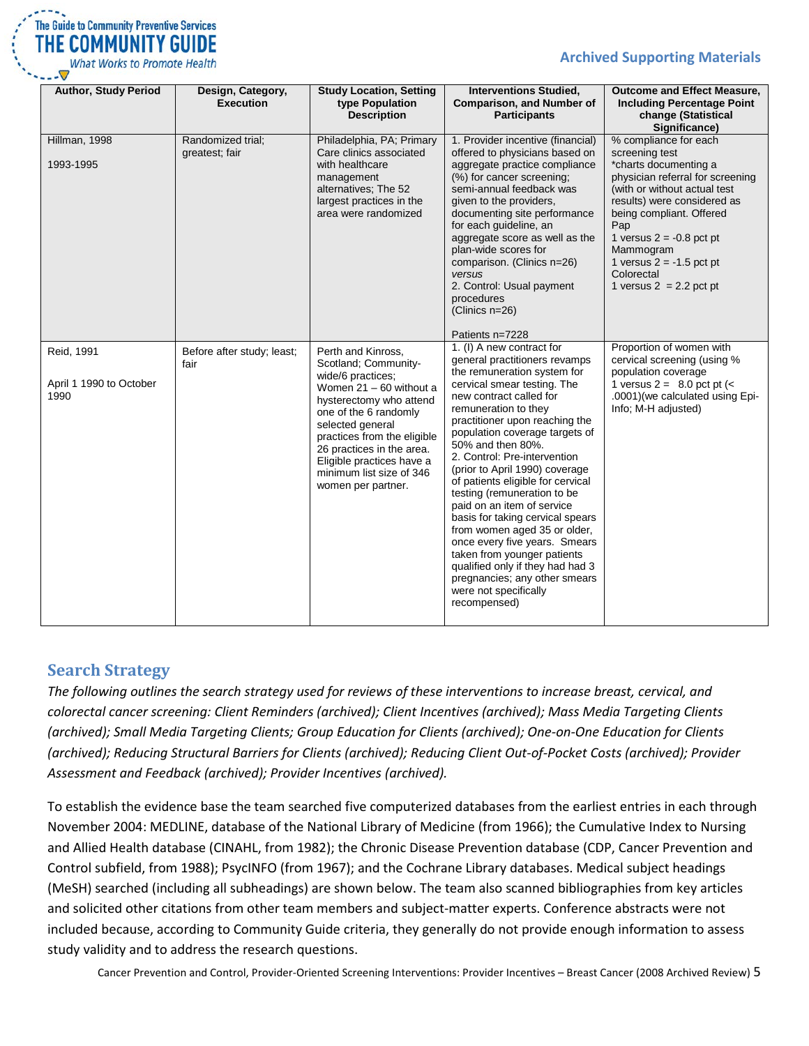| Author, Study Period | Design, Category, Execution | Study Location, Setting type Population Description | Interventions Studied, Comparison, and Number of Participants | Outcome and Effect Measure, Including Percentage Point change (Statistical Significance) |
|---|---|---|---|---|
| Hillman, 1998<br><br>1993-1995 | Randomized trial; greatest; fair | Philadelphia, PA; Primary Care clinics associated with healthcare management alternatives; The 52 largest practices in the area were randomized | 1. Provider incentive (financial) offered to physicians based on aggregate practice compliance (%) for cancer screening; semi-annual feedback was given to the providers, documenting site performance for each guideline, an aggregate score as well as the plan-wide scores for comparison. (Clinics n=26)<br>*versus*<br>2. Control: Usual payment procedures<br>(Clinics n=26)<br><br>Patients n=7228 | % compliance for each screening test<br>*charts documenting a physician referral for screening (with or without actual test results) were considered as being compliant. Offered<br>Pap<br>1 versus 2 = -0.8 pct pt<br>Mammogram<br>1 versus 2 = -1.5 pct pt<br>Colorectal<br>1 versus 2 = 2.2 pct pt |
| Reid, 1991<br><br>April 1 1990 to October 1990 | Before after study; least; fair | Perth and Kinross, Scotland; Community-wide/6 practices; Women 21 – 60 without a hysterectomy who attend one of the 6 randomly selected general practices from the eligible 26 practices in the area. Eligible practices have a minimum list size of 346 women per partner. | 1. (I) A new contract for general practitioners revamps the remuneration system for cervical smear testing. The new contract called for remuneration to they practitioner upon reaching the population coverage targets of 50% and then 80%.<br>2. Control: Pre-intervention (prior to April 1990) coverage of patients eligible for cervical testing (remuneration to be paid on an item of service basis for taking cervical spears from women aged 35 or older, once every five years. Smears taken from younger patients qualified only if they had had 3 pregnancies; any other smears were not specifically recompensed) | Proportion of women with cervical screening (using % population coverage<br>1 versus 2 = 8.0 pct pt (< .0001)(we calculated using Epi-Info; M-H adjusted) |

## Search Strategy

*The following outlines the search strategy used for reviews of these interventions to increase breast, cervical, and colorectal cancer screening: Client Reminders (archived); Client Incentives (archived); Mass Media Targeting Clients (archived); Small Media Targeting Clients; Group Education for Clients (archived); One-on-One Education for Clients (archived); Reducing Structural Barriers for Clients (archived); Reducing Client Out-of-Pocket Costs (archived); Provider Assessment and Feedback (archived); Provider Incentives (archived).*

To establish the evidence base the team searched five computerized databases from the earliest entries in each through November 2004: MEDLINE, database of the National Library of Medicine (from 1966); the Cumulative Index to Nursing and Allied Health database (CINAHL, from 1982); the Chronic Disease Prevention database (CDP, Cancer Prevention and Control subfield, from 1988); PsycINFO (from 1967); and the Cochrane Library databases. Medical subject headings (MeSH) searched (including all subheadings) are shown below. The team also scanned bibliographies from key articles and solicited other citations from other team members and subject-matter experts. Conference abstracts were not included because, according to Community Guide criteria, they generally do not provide enough information to assess study validity and to address the research questions.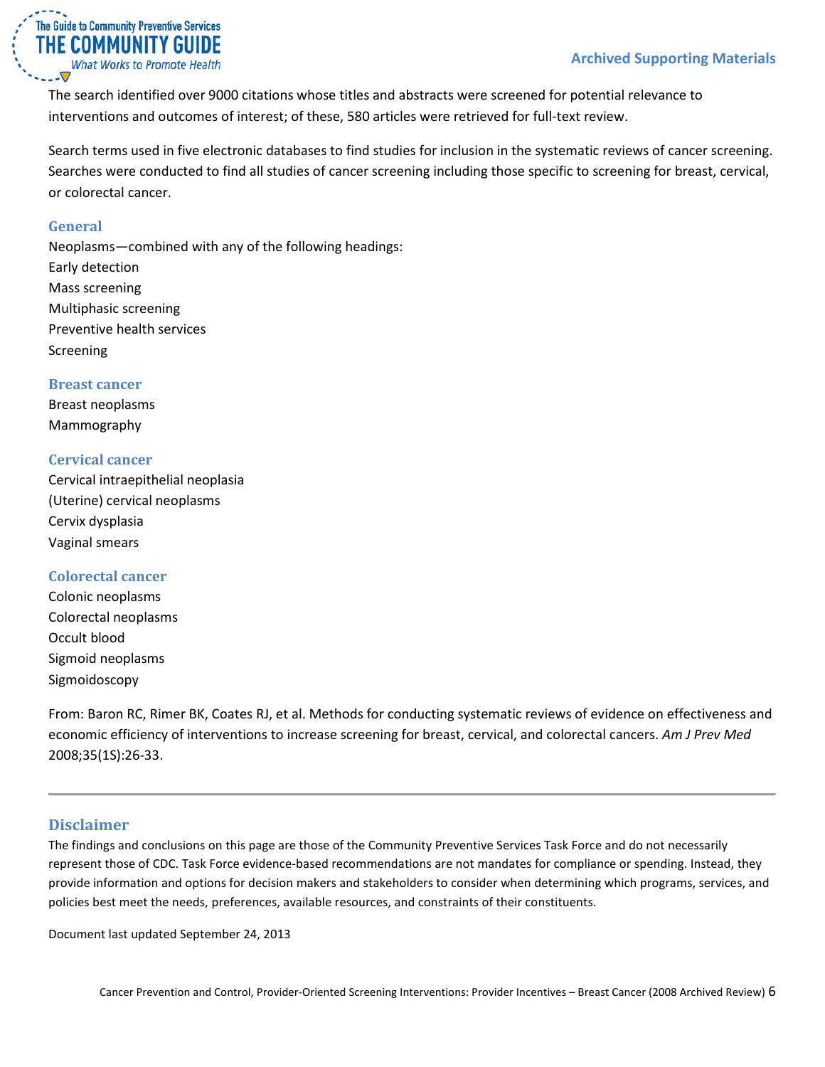The search identified over 9000 citations whose titles and abstracts were screened for potential relevance to interventions and outcomes of interest; of these, 580 articles were retrieved for full-text review.

Search terms used in five electronic databases to find studies for inclusion in the systematic reviews of cancer screening. Searches were conducted to find all studies of cancer screening including those specific to screening for breast, cervical, or colorectal cancer.

### General

Neoplasms—combined with any of the following headings:
Early detection
Mass screening
Multiphasic screening
Preventive health services
Screening

### Breast cancer

Breast neoplasms
Mammography

### Cervical cancer

Cervical intraepithelial neoplasia
(Uterine) cervical neoplasms
Cervix dysplasia
Vaginal smears

### Colorectal cancer

Colonic neoplasms
Colorectal neoplasms
Occult blood
Sigmoid neoplasms
Sigmoidoscopy

From: Baron RC, Rimer BK, Coates RJ, et al. Methods for conducting systematic reviews of evidence on effectiveness and economic efficiency of interventions to increase screening for breast, cervical, and colorectal cancers. *Am J Prev Med* 2008;35(1S):26-33.

---

## Disclaimer

The findings and conclusions on this page are those of the Community Preventive Services Task Force and do not necessarily represent those of CDC. Task Force evidence-based recommendations are not mandates for compliance or spending. Instead, they provide information and options for decision makers and stakeholders to consider when determining which programs, services, and policies best meet the needs, preferences, available resources, and constraints of their constituents.

Document last updated September 24, 2013